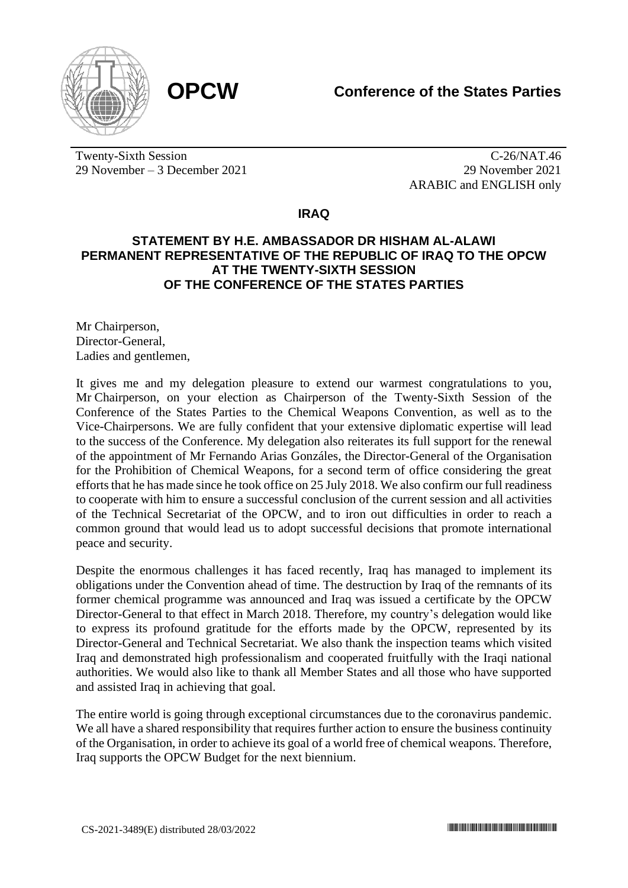**OPCW**

**Conference of the States Parties**

Twenty-Sixth Session
29 November – 3 December 2021

C-26/NAT.46
29 November 2021
ARABIC and ENGLISH only

## IRAQ

### STATEMENT BY H.E. AMBASSADOR DR HISHAM AL-ALAWI PERMANENT REPRESENTATIVE OF THE REPUBLIC OF IRAQ TO THE OPCW AT THE TWENTY-SIXTH SESSION OF THE CONFERENCE OF THE STATES PARTIES

Mr Chairperson,
Director-General,
Ladies and gentlemen,

It gives me and my delegation pleasure to extend our warmest congratulations to you, Mr Chairperson, on your election as Chairperson of the Twenty-Sixth Session of the Conference of the States Parties to the Chemical Weapons Convention, as well as to the Vice-Chairpersons. We are fully confident that your extensive diplomatic expertise will lead to the success of the Conference. My delegation also reiterates its full support for the renewal of the appointment of Mr Fernando Arias Gonzáles, the Director-General of the Organisation for the Prohibition of Chemical Weapons, for a second term of office considering the great efforts that he has made since he took office on 25 July 2018. We also confirm our full readiness to cooperate with him to ensure a successful conclusion of the current session and all activities of the Technical Secretariat of the OPCW, and to iron out difficulties in order to reach a common ground that would lead us to adopt successful decisions that promote international peace and security.

Despite the enormous challenges it has faced recently, Iraq has managed to implement its obligations under the Convention ahead of time. The destruction by Iraq of the remnants of its former chemical programme was announced and Iraq was issued a certificate by the OPCW Director-General to that effect in March 2018. Therefore, my country's delegation would like to express its profound gratitude for the efforts made by the OPCW, represented by its Director-General and Technical Secretariat. We also thank the inspection teams which visited Iraq and demonstrated high professionalism and cooperated fruitfully with the Iraqi national authorities. We would also like to thank all Member States and all those who have supported and assisted Iraq in achieving that goal.

The entire world is going through exceptional circumstances due to the coronavirus pandemic. We all have a shared responsibility that requires further action to ensure the business continuity of the Organisation, in order to achieve its goal of a world free of chemical weapons. Therefore, Iraq supports the OPCW Budget for the next biennium.

CS-2021-3489(E) distributed 28/03/2022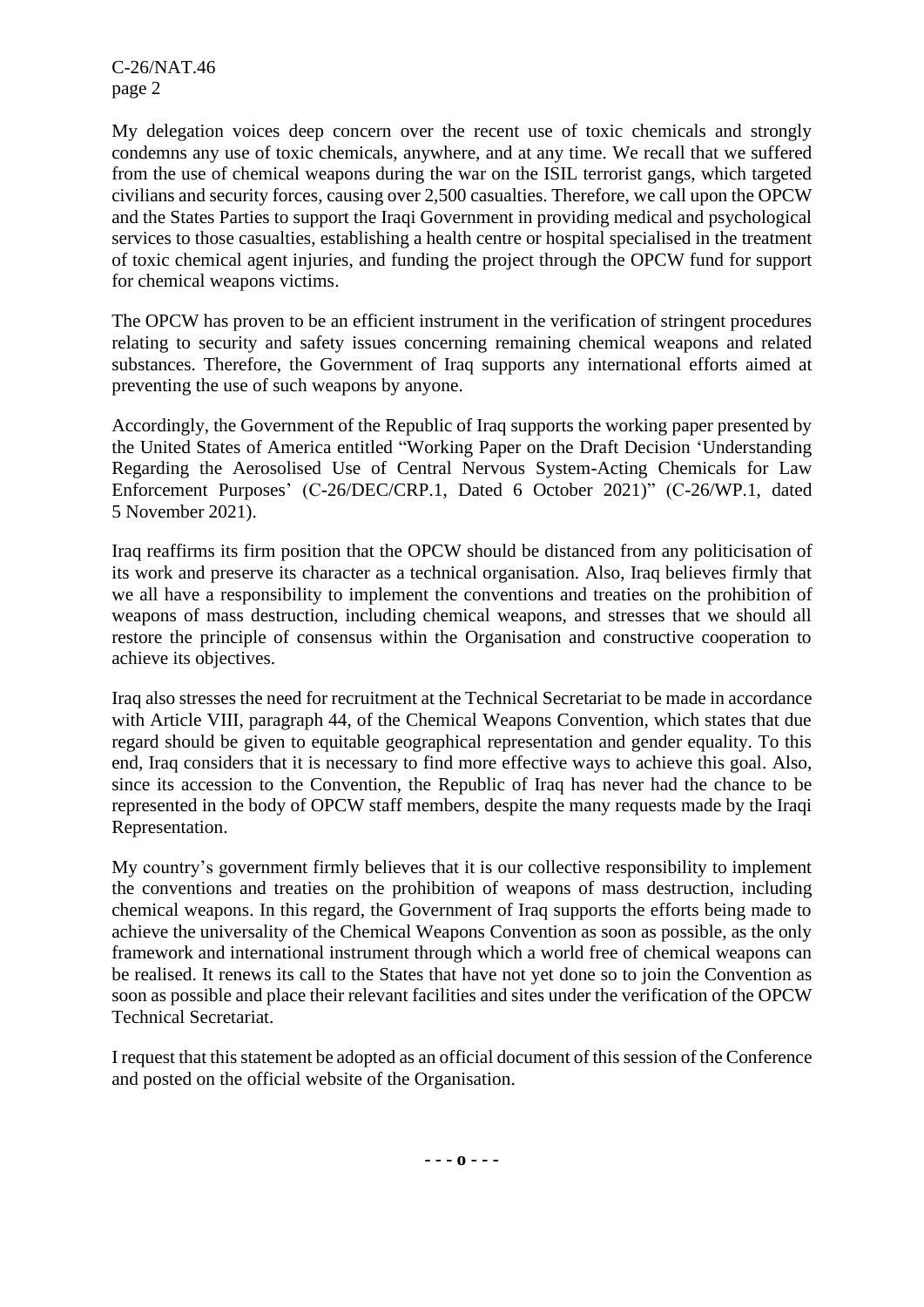My delegation voices deep concern over the recent use of toxic chemicals and strongly condemns any use of toxic chemicals, anywhere, and at any time. We recall that we suffered from the use of chemical weapons during the war on the ISIL terrorist gangs, which targeted civilians and security forces, causing over 2,500 casualties. Therefore, we call upon the OPCW and the States Parties to support the Iraqi Government in providing medical and psychological services to those casualties, establishing a health centre or hospital specialised in the treatment of toxic chemical agent injuries, and funding the project through the OPCW fund for support for chemical weapons victims.

The OPCW has proven to be an efficient instrument in the verification of stringent procedures relating to security and safety issues concerning remaining chemical weapons and related substances. Therefore, the Government of Iraq supports any international efforts aimed at preventing the use of such weapons by anyone.

Accordingly, the Government of the Republic of Iraq supports the working paper presented by the United States of America entitled "Working Paper on the Draft Decision 'Understanding Regarding the Aerosolised Use of Central Nervous System-Acting Chemicals for Law Enforcement Purposes' (C-26/DEC/CRP.1, Dated 6 October 2021)" (C-26/WP.1, dated 5 November 2021).

Iraq reaffirms its firm position that the OPCW should be distanced from any politicisation of its work and preserve its character as a technical organisation. Also, Iraq believes firmly that we all have a responsibility to implement the conventions and treaties on the prohibition of weapons of mass destruction, including chemical weapons, and stresses that we should all restore the principle of consensus within the Organisation and constructive cooperation to achieve its objectives.

Iraq also stresses the need for recruitment at the Technical Secretariat to be made in accordance with Article VIII, paragraph 44, of the Chemical Weapons Convention, which states that due regard should be given to equitable geographical representation and gender equality. To this end, Iraq considers that it is necessary to find more effective ways to achieve this goal. Also, since its accession to the Convention, the Republic of Iraq has never had the chance to be represented in the body of OPCW staff members, despite the many requests made by the Iraqi Representation.

My country's government firmly believes that it is our collective responsibility to implement the conventions and treaties on the prohibition of weapons of mass destruction, including chemical weapons. In this regard, the Government of Iraq supports the efforts being made to achieve the universality of the Chemical Weapons Convention as soon as possible, as the only framework and international instrument through which a world free of chemical weapons can be realised. It renews its call to the States that have not yet done so to join the Convention as soon as possible and place their relevant facilities and sites under the verification of the OPCW Technical Secretariat.

I request that this statement be adopted as an official document of this session of the Conference and posted on the official website of the Organisation.

**- - - o - - -**